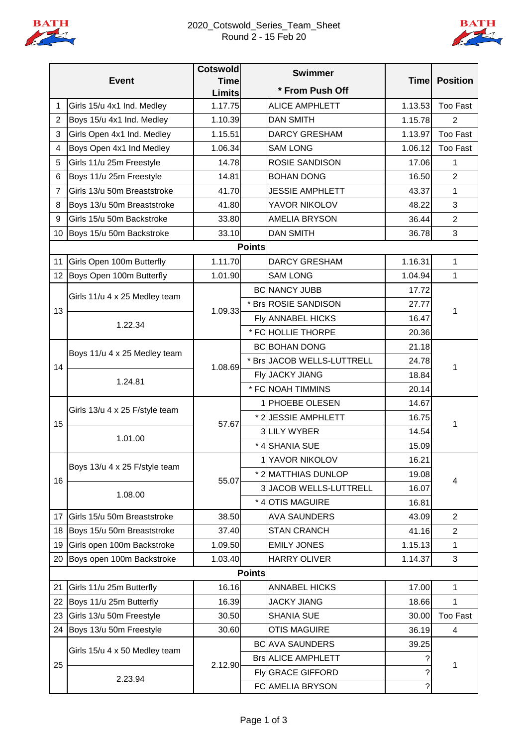# 2020_Cotswold_Series_Team_Sheet

Round 2 - 15 Feb 20

| # | Event | Cotswold Time Limits | | Swimmer * From Push Off | Time | Position |
|---|---|---|---|---|---|---|
| 1 | Girls 15/u 4x1 Ind. Medley | 1.17.75 | | ALICE AMPHLETT | 1.13.53 | Too Fast |
| 2 | Boys 15/u 4x1 Ind. Medley | 1.10.39 | | DAN SMITH | 1.15.78 | 2 |
| 3 | Girls Open 4x1 Ind. Medley | 1.15.51 | | DARCY GRESHAM | 1.13.97 | Too Fast |
| 4 | Boys Open 4x1 Ind Medley | 1.06.34 | | SAM LONG | 1.06.12 | Too Fast |
| 5 | Girls 11/u 25m Freestyle | 14.78 | | ROSIE SANDISON | 17.06 | 1 |
| 6 | Boys 11/u 25m Freestyle | 14.81 | | BOHAN DONG | 16.50 | 2 |
| 7 | Girls 13/u 50m Breaststroke | 41.70 | | JESSIE AMPHLETT | 43.37 | 1 |
| 8 | Boys 13/u 50m Breaststroke | 41.80 | | YAVOR NIKOLOV | 48.22 | 3 |
| 9 | Girls 15/u 50m Backstroke | 33.80 | | AMELIA BRYSON | 36.44 | 2 |
| 10 | Boys 15/u 50m Backstroke | 33.10 | | DAN SMITH | 36.78 | 3 |
| | | | Points | | | |
| 11 | Girls Open 100m Butterfly | 1.11.70 | | DARCY GRESHAM | 1.16.31 | 1 |
| 12 | Boys Open 100m Butterfly | 1.01.90 | | SAM LONG | 1.04.94 | 1 |
| 13 | Girls 11/u 4 x 25 Medley team | 1.09.33 | BC | NANCY JUBB | 17.72 | 1 |
| | 1.22.34 | | * Brs | ROSIE SANDISON | 27.77 | |
| | | | Fly | ANNABEL HICKS | 16.47 | |
| | | | * FC | HOLLIE THORPE | 20.36 | |
| 14 | Boys 11/u 4 x 25 Medley team | 1.08.69 | BC | BOHAN DONG | 21.18 | 1 |
| | 1.24.81 | | * Brs | JACOB WELLS-LUTTRELL | 24.78 | |
| | | | Fly | JACKY JIANG | 18.84 | |
| | | | * FC | NOAH TIMMINS | 20.14 | |
| 15 | Girls 13/u 4 x 25 F/style team | 57.67 | 1 | PHOEBE OLESEN | 14.67 | 1 |
| | 1.01.00 | | * 2 | JESSIE AMPHLETT | 16.75 | |
| | | | 3 | LILY WYBER | 14.54 | |
| | | | * 4 | SHANIA SUE | 15.09 | |
| 16 | Boys 13/u 4 x 25 F/style team | 55.07 | 1 | YAVOR NIKOLOV | 16.21 | 4 |
| | 1.08.00 | | * 2 | MATTHIAS DUNLOP | 19.08 | |
| | | | 3 | JACOB WELLS-LUTTRELL | 16.07 | |
| | | | * 4 | OTIS MAGUIRE | 16.81 | |
| 17 | Girls 15/u 50m Breaststroke | 38.50 | | AVA SAUNDERS | 43.09 | 2 |
| 18 | Boys 15/u 50m Breaststroke | 37.40 | | STAN CRANCH | 41.16 | 2 |
| 19 | Girls open 100m Backstroke | 1.09.50 | | EMILY JONES | 1.15.13 | 1 |
| 20 | Boys open 100m Backstroke | 1.03.40 | | HARRY OLIVER | 1.14.37 | 3 |
| | | | Points | | | |
| 21 | Girls 11/u 25m Butterfly | 16.16 | | ANNABEL HICKS | 17.00 | 1 |
| 22 | Boys 11/u 25m Butterfly | 16.39 | | JACKY JIANG | 18.66 | 1 |
| 23 | Girls 13/u 50m Freestyle | 30.50 | | SHANIA SUE | 30.00 | Too Fast |
| 24 | Boys 13/u 50m Freestyle | 30.60 | | OTIS MAGUIRE | 36.19 | 4 |
| 25 | Girls 15/u 4 x 50 Medley team | 2.12.90 | BC | AVA SAUNDERS | 39.25 | 1 |
| | 2.23.94 | | Brs | ALICE AMPHLETT | ? | |
| | | | Fly | GRACE GIFFORD | ? | |
| | | | FC | AMELIA BRYSON | ? | |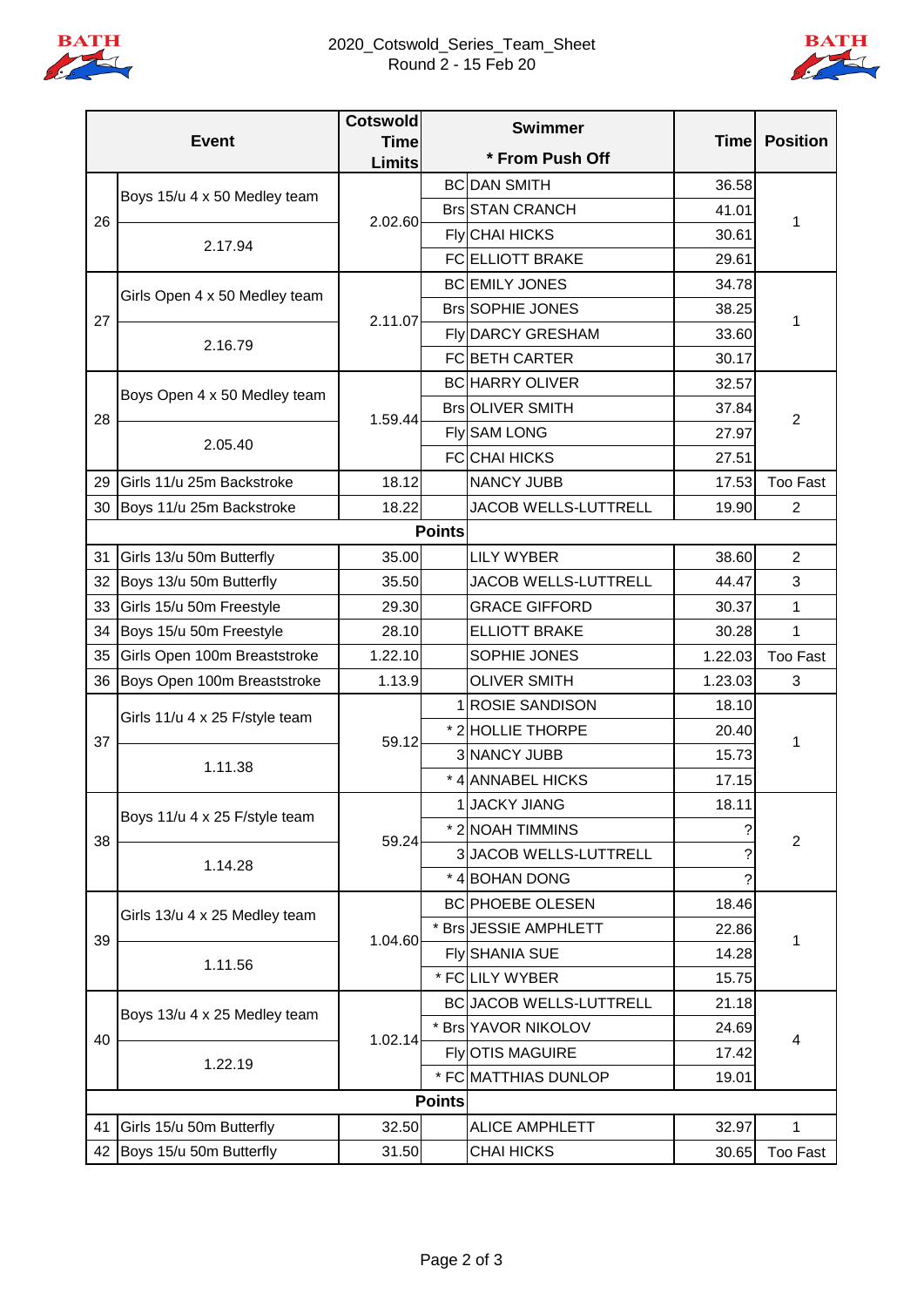# 2020_Cotswold_Series_Team_Sheet

Round 2 - 15 Feb 20

| | Event | Cotswold Time Limits | Swimmer * From Push Off | | Time | Position |
|---|---|---|---|---|---|---|
| 26 | Boys 15/u 4 x 50 Medley team 2.17.94 | 2.02.60 | BC | DAN SMITH | 36.58 | 1 |
| | | | Brs | STAN CRANCH | 41.01 | |
| | | | Fly | CHAI HICKS | 30.61 | |
| | | | FC | ELLIOTT BRAKE | 29.61 | |
| 27 | Girls Open 4 x 50 Medley team 2.16.79 | 2.11.07 | BC | EMILY JONES | 34.78 | 1 |
| | | | Brs | SOPHIE JONES | 38.25 | |
| | | | Fly | DARCY GRESHAM | 33.60 | |
| | | | FC | BETH CARTER | 30.17 | |
| 28 | Boys Open 4 x 50 Medley team 2.05.40 | 1.59.44 | BC | HARRY OLIVER | 32.57 | 2 |
| | | | Brs | OLIVER SMITH | 37.84 | |
| | | | Fly | SAM LONG | 27.97 | |
| | | | FC | CHAI HICKS | 27.51 | |
| 29 | Girls 11/u 25m Backstroke | 18.12 | | NANCY JUBB | 17.53 | Too Fast |
| 30 | Boys 11/u 25m Backstroke | 18.22 | | JACOB WELLS-LUTTRELL | 19.90 | 2 |
| | | | **Points** | | | |
| 31 | Girls 13/u 50m Butterfly | 35.00 | | LILY WYBER | 38.60 | 2 |
| 32 | Boys 13/u 50m Butterfly | 35.50 | | JACOB WELLS-LUTTRELL | 44.47 | 3 |
| 33 | Girls 15/u 50m Freestyle | 29.30 | | GRACE GIFFORD | 30.37 | 1 |
| 34 | Boys 15/u 50m Freestyle | 28.10 | | ELLIOTT BRAKE | 30.28 | 1 |
| 35 | Girls Open 100m Breaststroke | 1.22.10 | | SOPHIE JONES | 1.22.03 | Too Fast |
| 36 | Boys Open 100m Breaststroke | 1.13.9 | | OLIVER SMITH | 1.23.03 | 3 |
| 37 | Girls 11/u 4 x 25 F/style team 1.11.38 | 59.12 | 1 | ROSIE SANDISON | 18.10 | 1 |
| | | | * 2 | HOLLIE THORPE | 20.40 | |
| | | | 3 | NANCY JUBB | 15.73 | |
| | | | * 4 | ANNABEL HICKS | 17.15 | |
| 38 | Boys 11/u 4 x 25 F/style team 1.14.28 | 59.24 | 1 | JACKY JIANG | 18.11 | 2 |
| | | | * 2 | NOAH TIMMINS | ? | |
| | | | 3 | JACOB WELLS-LUTTRELL | ? | |
| | | | * 4 | BOHAN DONG | ? | |
| 39 | Girls 13/u 4 x 25 Medley team 1.11.56 | 1.04.60 | BC | PHOEBE OLESEN | 18.46 | 1 |
| | | | * Brs | JESSIE AMPHLETT | 22.86 | |
| | | | Fly | SHANIA SUE | 14.28 | |
| | | | * FC | LILY WYBER | 15.75 | |
| 40 | Boys 13/u 4 x 25 Medley team 1.22.19 | 1.02.14 | BC | JACOB WELLS-LUTTRELL | 21.18 | 4 |
| | | | * Brs | YAVOR NIKOLOV | 24.69 | |
| | | | Fly | OTIS MAGUIRE | 17.42 | |
| | | | * FC | MATTHIAS DUNLOP | 19.01 | |
| | | | **Points** | | | |
| 41 | Girls 15/u 50m Butterfly | 32.50 | | ALICE AMPHLETT | 32.97 | 1 |
| 42 | Boys 15/u 50m Butterfly | 31.50 | | CHAI HICKS | 30.65 | Too Fast |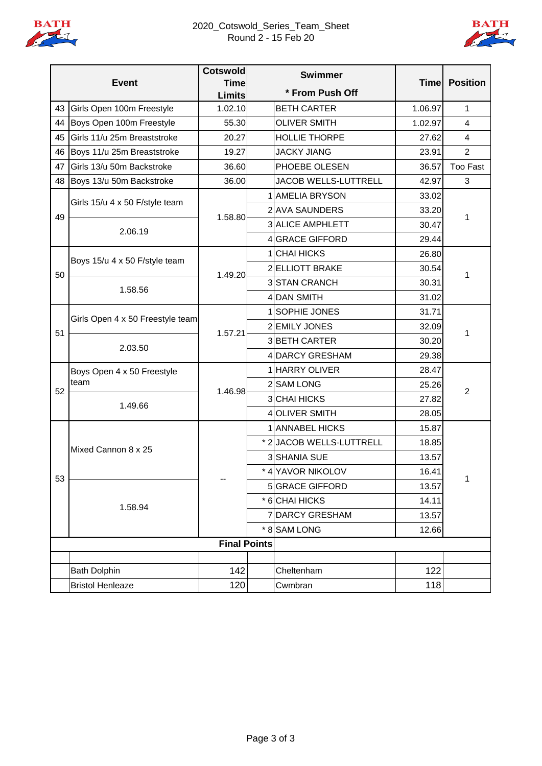2020_Cotswold_Series_Team_Sheet
Round 2 - 15 Feb 20

| Event | | Cotswold Time Limits | Swimmer * From Push Off | | Time | Position |
|---|---|---|---|---|---|---|
| 43 | Girls Open 100m Freestyle | 1.02.10 | | BETH CARTER | 1.06.97 | 1 |
| 44 | Boys Open 100m Freestyle | 55.30 | | OLIVER SMITH | 1.02.97 | 4 |
| 45 | Girls 11/u 25m Breaststroke | 20.27 | | HOLLIE THORPE | 27.62 | 4 |
| 46 | Boys 11/u 25m Breaststroke | 19.27 | | JACKY JIANG | 23.91 | 2 |
| 47 | Girls 13/u 50m Backstroke | 36.60 | | PHOEBE OLESEN | 36.57 | Too Fast |
| 48 | Boys 13/u 50m Backstroke | 36.00 | | JACOB WELLS-LUTTRELL | 42.97 | 3 |
| 49 | Girls 15/u 4 x 50 F/style team | 1.58.80 | 1 | AMELIA BRYSON | 33.02 | 1 |
| | | | 2 | AVA SAUNDERS | 33.20 | |
| | 2.06.19 | | 3 | ALICE AMPHLETT | 30.47 | |
| | | | 4 | GRACE GIFFORD | 29.44 | |
| 50 | Boys 15/u 4 x 50 F/style team | 1.49.20 | 1 | CHAI HICKS | 26.80 | 1 |
| | | | 2 | ELLIOTT BRAKE | 30.54 | |
| | 1.58.56 | | 3 | STAN CRANCH | 30.31 | |
| | | | 4 | DAN SMITH | 31.02 | |
| 51 | Girls Open 4 x 50 Freestyle team | 1.57.21 | 1 | SOPHIE JONES | 31.71 | 1 |
| | | | 2 | EMILY JONES | 32.09 | |
| | 2.03.50 | | 3 | BETH CARTER | 30.20 | |
| | | | 4 | DARCY GRESHAM | 29.38 | |
| 52 | Boys Open 4 x 50 Freestyle team | 1.46.98 | 1 | HARRY OLIVER | 28.47 | 2 |
| | | | 2 | SAM LONG | 25.26 | |
| | 1.49.66 | | 3 | CHAI HICKS | 27.82 | |
| | | | 4 | OLIVER SMITH | 28.05 | |
| 53 | Mixed Cannon 8 x 25 | -- | 1 | ANNABEL HICKS | 15.87 | 1 |
| | | | * 2 | JACOB WELLS-LUTTRELL | 18.85 | |
| | | | 3 | SHANIA SUE | 13.57 | |
| | | | * 4 | YAVOR NIKOLOV | 16.41 | |
| | 1.58.94 | | 5 | GRACE GIFFORD | 13.57 | |
| | | | * 6 | CHAI HICKS | 14.11 | |
| | | | 7 | DARCY GRESHAM | 13.57 | |
| | | | * 8 | SAM LONG | 12.66 | |

**Final Points**

| | | | | |
|---|---|---|---|---|
| Bath Dolphin | 142 | | Cheltenham | 122 |
| Bristol Henleaze | 120 | | Cwmbran | 118 |